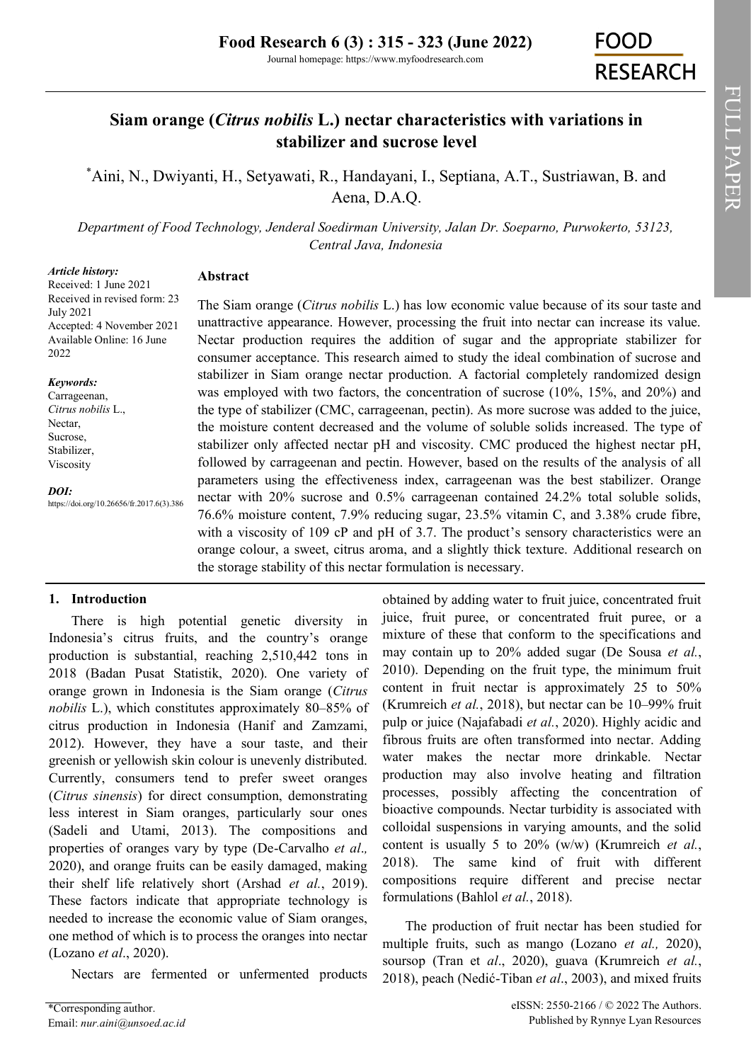# Siam orange (*Citrus nobilis* L.) nectar characteristics with variations in stabilizer and sucrose level

*Aini, N., Dwiyanti, H., Setyawati, R., Handayani, I., Septiana, A.T., Sustriawan, B. and Aena, D.A.Q.

*Department of Food Technology, Jenderal Soedirman University, Jalan Dr. Soeparno, Purwokerto, 53123, Central Java, Indonesia*

*Article history:*
Received: 1 June 2021
Received in revised form: 23 July 2021
Accepted: 4 November 2021
Available Online: 16 June 2022

*Keywords:*
Carrageenan,
*Citrus nobilis* L.,
Nectar,
Sucrose,
Stabilizer,
Viscosity

*DOI:*
https://doi.org/10.26656/fr.2017.6(3).386

## Abstract

The Siam orange (*Citrus nobilis* L.) has low economic value because of its sour taste and unattractive appearance. However, processing the fruit into nectar can increase its value. Nectar production requires the addition of sugar and the appropriate stabilizer for consumer acceptance. This research aimed to study the ideal combination of sucrose and stabilizer in Siam orange nectar production. A factorial completely randomized design was employed with two factors, the concentration of sucrose (10%, 15%, and 20%) and the type of stabilizer (CMC, carrageenan, pectin). As more sucrose was added to the juice, the moisture content decreased and the volume of soluble solids increased. The type of stabilizer only affected nectar pH and viscosity. CMC produced the highest nectar pH, followed by carrageenan and pectin. However, based on the results of the analysis of all parameters using the effectiveness index, carrageenan was the best stabilizer. Orange nectar with 20% sucrose and 0.5% carrageenan contained 24.2% total soluble solids, 76.6% moisture content, 7.9% reducing sugar, 23.5% vitamin C, and 3.38% crude fibre, with a viscosity of 109 cP and pH of 3.7. The product's sensory characteristics were an orange colour, a sweet, citrus aroma, and a slightly thick texture. Additional research on the storage stability of this nectar formulation is necessary.

## 1. Introduction

There is high potential genetic diversity in Indonesia's citrus fruits, and the country's orange production is substantial, reaching 2,510,442 tons in 2018 (Badan Pusat Statistik, 2020). One variety of orange grown in Indonesia is the Siam orange (*Citrus nobilis* L.), which constitutes approximately 80–85% of citrus production in Indonesia (Hanif and Zamzami, 2012). However, they have a sour taste, and their greenish or yellowish skin colour is unevenly distributed. Currently, consumers tend to prefer sweet oranges (*Citrus sinensis*) for direct consumption, demonstrating less interest in Siam oranges, particularly sour ones (Sadeli and Utami, 2013). The compositions and properties of oranges vary by type (De-Carvalho *et al.,* 2020), and orange fruits can be easily damaged, making their shelf life relatively short (Arshad *et al.*, 2019). These factors indicate that appropriate technology is needed to increase the economic value of Siam oranges, one method of which is to process the oranges into nectar (Lozano *et al*., 2020).

Nectars are fermented or unfermented products obtained by adding water to fruit juice, concentrated fruit juice, fruit puree, or concentrated fruit puree, or a mixture of these that conform to the specifications and may contain up to 20% added sugar (De Sousa *et al.*, 2010). Depending on the fruit type, the minimum fruit content in fruit nectar is approximately 25 to 50% (Krumreich *et al.*, 2018), but nectar can be 10–99% fruit pulp or juice (Najafabadi *et al.*, 2020). Highly acidic and fibrous fruits are often transformed into nectar. Adding water makes the nectar more drinkable. Nectar production may also involve heating and filtration processes, possibly affecting the concentration of bioactive compounds. Nectar turbidity is associated with colloidal suspensions in varying amounts, and the solid content is usually 5 to 20% (w/w) (Krumreich *et al.*, 2018). The same kind of fruit with different compositions require different and precise nectar formulations (Bahlol *et al.*, 2018).

The production of fruit nectar has been studied for multiple fruits, such as mango (Lozano *et al.,* 2020), soursop (Tran et *al*., 2020), guava (Krumreich *et al.*, 2018), peach (Nedić-Tiban *et al*., 2003), and mixed fruits

*Corresponding author.
Email: *nur.aini@unsoed.ac.id*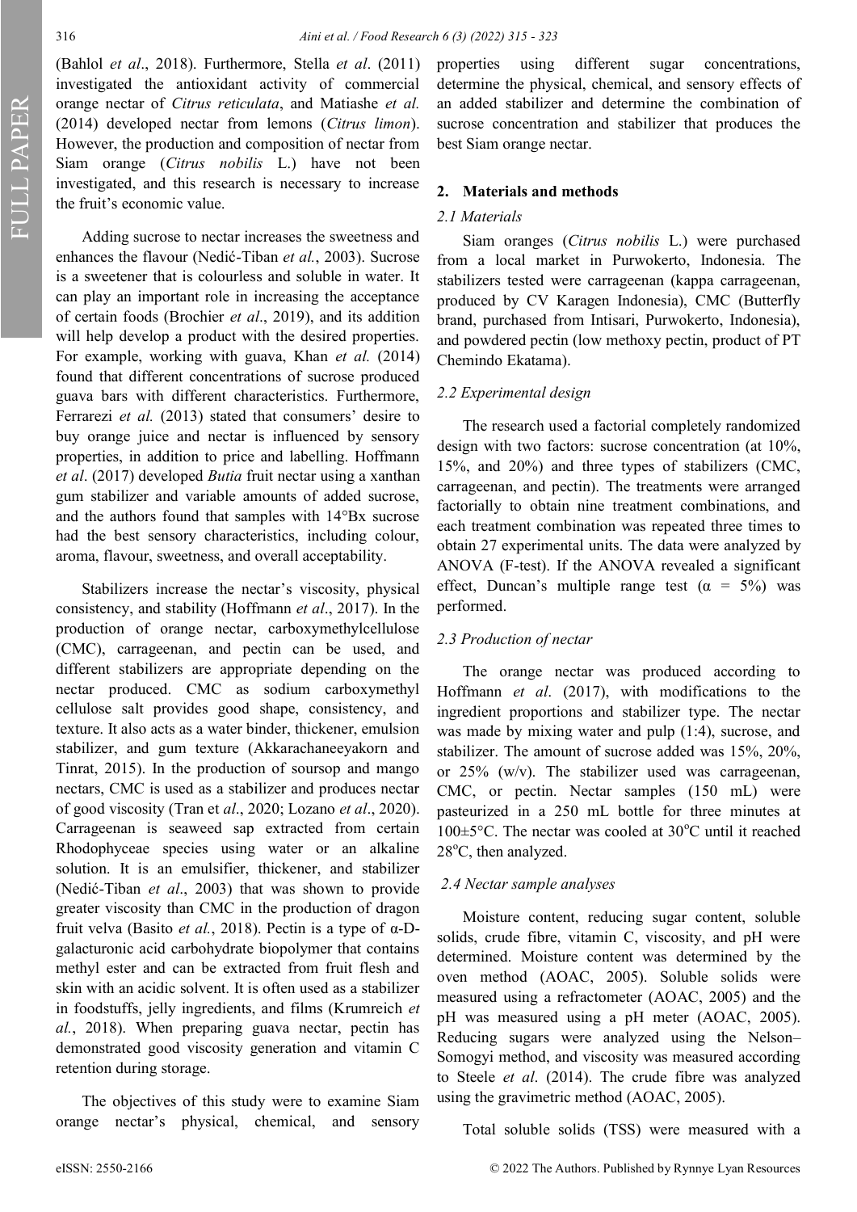(Bahlol *et al*., 2018). Furthermore, Stella *et al*. (2011) investigated the antioxidant activity of commercial orange nectar of *Citrus reticulata*, and Matiashe *et al.* (2014) developed nectar from lemons (*Citrus limon*). However, the production and composition of nectar from Siam orange (*Citrus nobilis* L.) have not been investigated, and this research is necessary to increase the fruit's economic value.

Adding sucrose to nectar increases the sweetness and enhances the flavour (Nedić-Tiban *et al.*, 2003). Sucrose is a sweetener that is colourless and soluble in water. It can play an important role in increasing the acceptance of certain foods (Brochier *et al*., 2019), and its addition will help develop a product with the desired properties. For example, working with guava, Khan *et al.* (2014) found that different concentrations of sucrose produced guava bars with different characteristics. Furthermore, Ferrarezi *et al.* (2013) stated that consumers' desire to buy orange juice and nectar is influenced by sensory properties, in addition to price and labelling. Hoffmann *et al*. (2017) developed *Butia* fruit nectar using a xanthan gum stabilizer and variable amounts of added sucrose, and the authors found that samples with 14°Bx sucrose had the best sensory characteristics, including colour, aroma, flavour, sweetness, and overall acceptability.

Stabilizers increase the nectar's viscosity, physical consistency, and stability (Hoffmann *et al*., 2017). In the production of orange nectar, carboxymethylcellulose (CMC), carrageenan, and pectin can be used, and different stabilizers are appropriate depending on the nectar produced. CMC as sodium carboxymethyl cellulose salt provides good shape, consistency, and texture. It also acts as a water binder, thickener, emulsion stabilizer, and gum texture (Akkarachaneeyakorn and Tinrat, 2015). In the production of soursop and mango nectars, CMC is used as a stabilizer and produces nectar of good viscosity (Tran et *al*., 2020; Lozano *et al*., 2020). Carrageenan is seaweed sap extracted from certain Rhodophyceae species using water or an alkaline solution. It is an emulsifier, thickener, and stabilizer (Nedić-Tiban *et al*., 2003) that was shown to provide greater viscosity than CMC in the production of dragon fruit velva (Basito *et al.*, 2018). Pectin is a type of α-D-galacturonic acid carbohydrate biopolymer that contains methyl ester and can be extracted from fruit flesh and skin with an acidic solvent. It is often used as a stabilizer in foodstuffs, jelly ingredients, and films (Krumreich *et al.*, 2018). When preparing guava nectar, pectin has demonstrated good viscosity generation and vitamin C retention during storage.

The objectives of this study were to examine Siam orange nectar's physical, chemical, and sensory properties using different sugar concentrations, determine the physical, chemical, and sensory effects of an added stabilizer and determine the combination of sucrose concentration and stabilizer that produces the best Siam orange nectar.

## 2. Materials and methods

### *2.1 Materials*

Siam oranges (*Citrus nobilis* L.) were purchased from a local market in Purwokerto, Indonesia. The stabilizers tested were carrageenan (kappa carrageenan, produced by CV Karagen Indonesia), CMC (Butterfly brand, purchased from Intisari, Purwokerto, Indonesia), and powdered pectin (low methoxy pectin, product of PT Chemindo Ekatama).

### *2.2 Experimental design*

The research used a factorial completely randomized design with two factors: sucrose concentration (at 10%, 15%, and 20%) and three types of stabilizers (CMC, carrageenan, and pectin). The treatments were arranged factorially to obtain nine treatment combinations, and each treatment combination was repeated three times to obtain 27 experimental units. The data were analyzed by ANOVA (F-test). If the ANOVA revealed a significant effect, Duncan's multiple range test ($\alpha$ = 5%) was performed.

### *2.3 Production of nectar*

The orange nectar was produced according to Hoffmann *et al*. (2017), with modifications to the ingredient proportions and stabilizer type. The nectar was made by mixing water and pulp (1:4), sucrose, and stabilizer. The amount of sucrose added was 15%, 20%, or 25% (w/v). The stabilizer used was carrageenan, CMC, or pectin. Nectar samples (150 mL) were pasteurized in a 250 mL bottle for three minutes at 100±5°C. The nectar was cooled at 30°C until it reached 28°C, then analyzed.

### *2.4 Nectar sample analyses*

Moisture content, reducing sugar content, soluble solids, crude fibre, vitamin C, viscosity, and pH were determined. Moisture content was determined by the oven method (AOAC, 2005). Soluble solids were measured using a refractometer (AOAC, 2005) and the pH was measured using a pH meter (AOAC, 2005). Reducing sugars were analyzed using the Nelson–Somogyi method, and viscosity was measured according to Steele *et al*. (2014). The crude fibre was analyzed using the gravimetric method (AOAC, 2005).

Total soluble solids (TSS) were measured with a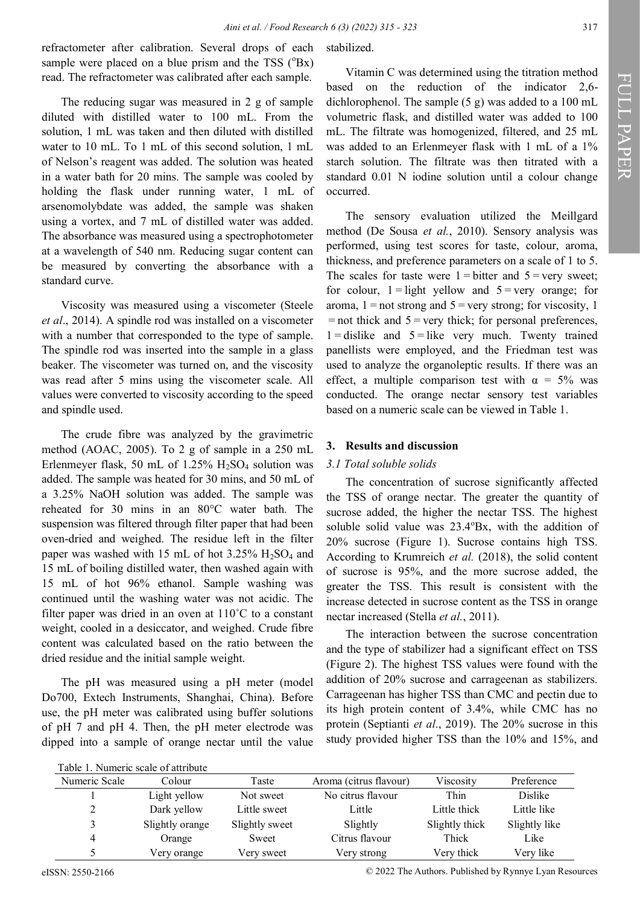refractometer after calibration. Several drops of each sample were placed on a blue prism and the TSS (°Bx) read. The refractometer was calibrated after each sample.

The reducing sugar was measured in 2 g of sample diluted with distilled water to 100 mL. From the solution, 1 mL was taken and then diluted with distilled water to 10 mL. To 1 mL of this second solution, 1 mL of Nelson's reagent was added. The solution was heated in a water bath for 20 mins. The sample was cooled by holding the flask under running water, 1 mL of arsenomolybdate was added, the sample was shaken using a vortex, and 7 mL of distilled water was added. The absorbance was measured using a spectrophotometer at a wavelength of 540 nm. Reducing sugar content can be measured by converting the absorbance with a standard curve.

Viscosity was measured using a viscometer (Steele *et al*., 2014). A spindle rod was installed on a viscometer with a number that corresponded to the type of sample. The spindle rod was inserted into the sample in a glass beaker. The viscometer was turned on, and the viscosity was read after 5 mins using the viscometer scale. All values were converted to viscosity according to the speed and spindle used.

The crude fibre was analyzed by the gravimetric method (AOAC, 2005). To 2 g of sample in a 250 mL Erlenmeyer flask, 50 mL of 1.25% $H_2SO_4$ solution was added. The sample was heated for 30 mins, and 50 mL of a 3.25% NaOH solution was added. The sample was reheated for 30 mins in an 80°C water bath. The suspension was filtered through filter paper that had been oven-dried and weighed. The residue left in the filter paper was washed with 15 mL of hot 3.25% $H_2SO_4$ and 15 mL of boiling distilled water, then washed again with 15 mL of hot 96% ethanol. Sample washing was continued until the washing water was not acidic. The filter paper was dried in an oven at 110˚C to a constant weight, cooled in a desiccator, and weighed. Crude fibre content was calculated based on the ratio between the dried residue and the initial sample weight.

The pH was measured using a pH meter (model Do700, Extech Instruments, Shanghai, China). Before use, the pH meter was calibrated using buffer solutions of pH 7 and pH 4. Then, the pH meter electrode was dipped into a sample of orange nectar until the value stabilized.

Vitamin C was determined using the titration method based on the reduction of the indicator 2,6-dichlorophenol. The sample (5 g) was added to a 100 mL volumetric flask, and distilled water was added to 100 mL. The filtrate was homogenized, filtered, and 25 mL was added to an Erlenmeyer flask with 1 mL of a 1% starch solution. The filtrate was then titrated with a standard 0.01 N iodine solution until a colour change occurred.

The sensory evaluation utilized the Meillgard method (De Sousa *et al.*, 2010). Sensory analysis was performed, using test scores for taste, colour, aroma, thickness, and preference parameters on a scale of 1 to 5. The scales for taste were 1 = bitter and 5 = very sweet; for colour, 1 = light yellow and 5 = very orange; for aroma, 1 = not strong and 5 = very strong; for viscosity, 1 = not thick and 5 = very thick; for personal preferences, 1 = dislike and 5 = like very much. Twenty trained panellists were employed, and the Friedman test was used to analyze the organoleptic results. If there was an effect, a multiple comparison test with $\alpha$ = 5% was conducted. The orange nectar sensory test variables based on a numeric scale can be viewed in Table 1.

## 3. Results and discussion

### 3.1 Total soluble solids

The concentration of sucrose significantly affected the TSS of orange nectar. The greater the quantity of sucrose added, the higher the nectar TSS. The highest soluble solid value was 23.4°Bx, with the addition of 20% sucrose (Figure 1). Sucrose contains high TSS. According to Krumreich *et al.* (2018), the solid content of sucrose is 95%, and the more sucrose added, the greater the TSS. This result is consistent with the increase detected in sucrose content as the TSS in orange nectar increased (Stella *et al.*, 2011).

The interaction between the sucrose concentration and the type of stabilizer had a significant effect on TSS (Figure 2). The highest TSS values were found with the addition of 20% sucrose and carrageenan as stabilizers. Carrageenan has higher TSS than CMC and pectin due to its high protein content of 3.4%, while CMC has no protein (Septianti *et al*., 2019). The 20% sucrose in this study provided higher TSS than the 10% and 15%, and

Table 1. Numeric scale of attribute

| Numeric Scale | Colour | Taste | Aroma (citrus flavour) | Viscosity | Preference |
|---|---|---|---|---|---|
| 1 | Light yellow | Not sweet | No citrus flavour | Thin | Dislike |
| 2 | Dark yellow | Little sweet | Little | Little thick | Little like |
| 3 | Slightly orange | Slightly sweet | Slightly | Slightly thick | Slightly like |
| 4 | Orange | Sweet | Citrus flavour | Thick | Like |
| 5 | Very orange | Very sweet | Very strong | Very thick | Very like |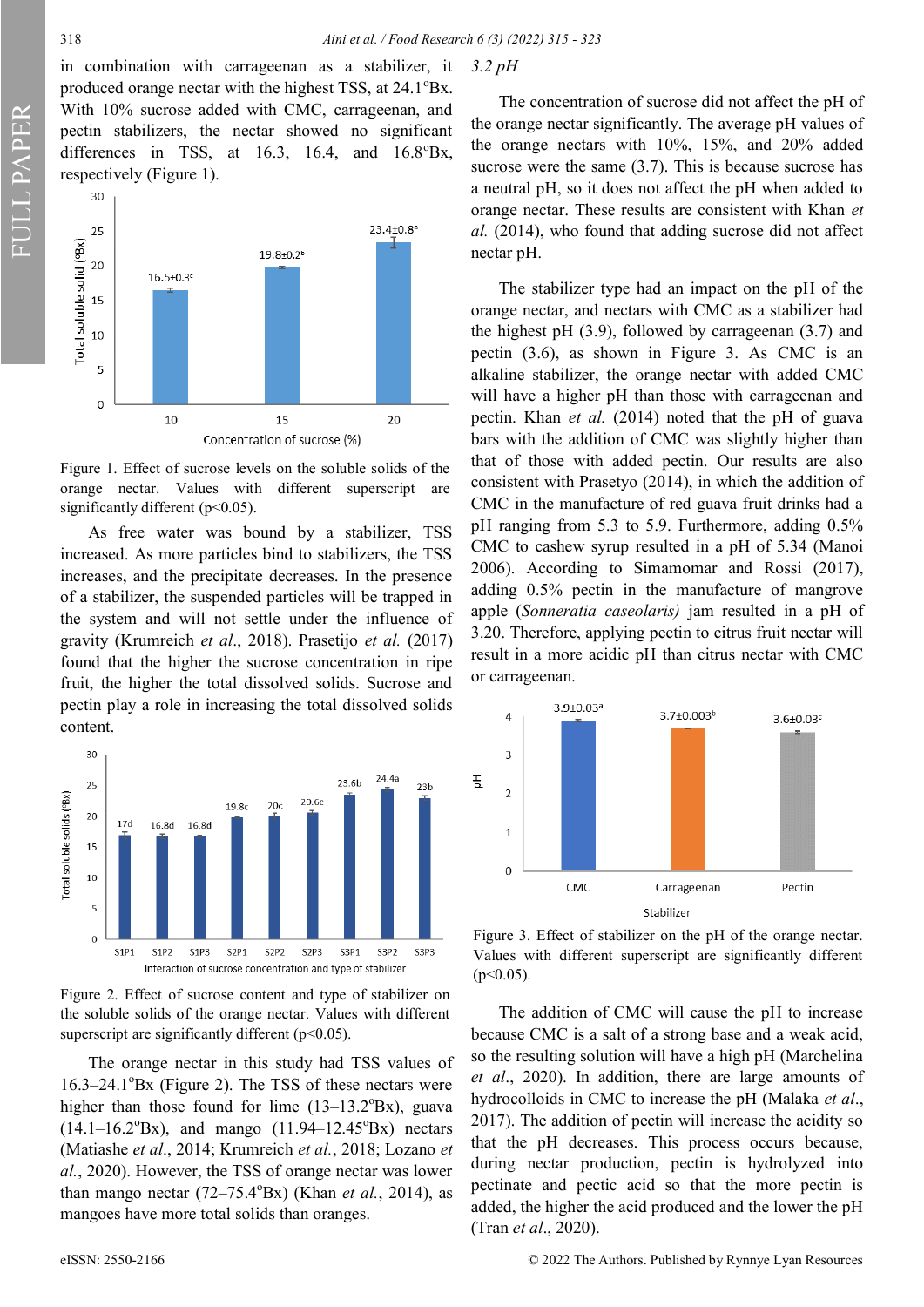in combination with carrageenan as a stabilizer, it produced orange nectar with the highest TSS, at 24.1°Bx. With 10% sucrose added with CMC, carrageenan, and pectin stabilizers, the nectar showed no significant differences in TSS, at 16.3, 16.4, and 16.8°Bx, respectively (Figure 1).

Figure 1. Effect of sucrose levels on the soluble solids of the orange nectar. Values with different superscript are significantly different ($p<0.05$).

As free water was bound by a stabilizer, TSS increased. As more particles bind to stabilizers, the TSS increases, and the precipitate decreases. In the presence of a stabilizer, the suspended particles will be trapped in the system and will not settle under the influence of gravity (Krumreich *et al*., 2018). Prasetijo *et al.* (2017) found that the higher the sucrose concentration in ripe fruit, the higher the total dissolved solids. Sucrose and pectin play a role in increasing the total dissolved solids content.

Figure 2. Effect of sucrose content and type of stabilizer on the soluble solids of the orange nectar. Values with different superscript are significantly different ($p<0.05$).

The orange nectar in this study had TSS values of 16.3–24.1°Bx (Figure 2). The TSS of these nectars were higher than those found for lime (13–13.2°Bx), guava (14.1–16.2°Bx), and mango (11.94–12.45°Bx) nectars (Matiashe *et al*., 2014; Krumreich *et al.*, 2018; Lozano *et al.*, 2020). However, the TSS of orange nectar was lower than mango nectar (72–75.4°Bx) (Khan *et al.*, 2014), as mangoes have more total solids than oranges.

### 3.2 pH

The concentration of sucrose did not affect the pH of the orange nectar significantly. The average pH values of the orange nectars with 10%, 15%, and 20% added sucrose were the same (3.7). This is because sucrose has a neutral pH, so it does not affect the pH when added to orange nectar. These results are consistent with Khan *et al.* (2014), who found that adding sucrose did not affect nectar pH.

The stabilizer type had an impact on the pH of the orange nectar, and nectars with CMC as a stabilizer had the highest pH (3.9), followed by carrageenan (3.7) and pectin (3.6), as shown in Figure 3. As CMC is an alkaline stabilizer, the orange nectar with added CMC will have a higher pH than those with carrageenan and pectin. Khan *et al.* (2014) noted that the pH of guava bars with the addition of CMC was slightly higher than that of those with added pectin. Our results are also consistent with Prasetyo (2014), in which the addition of CMC in the manufacture of red guava fruit drinks had a pH ranging from 5.3 to 5.9. Furthermore, adding 0.5% CMC to cashew syrup resulted in a pH of 5.34 (Manoi 2006). According to Simamomar and Rossi (2017), adding 0.5% pectin in the manufacture of mangrove apple (*Sonneratia caseolaris)* jam resulted in a pH of 3.20. Therefore, applying pectin to citrus fruit nectar will result in a more acidic pH than citrus nectar with CMC or carrageenan.

Figure 3. Effect of stabilizer on the pH of the orange nectar. Values with different superscript are significantly different ($p<0.05$).

The addition of CMC will cause the pH to increase because CMC is a salt of a strong base and a weak acid, so the resulting solution will have a high pH (Marchelina *et al*., 2020). In addition, there are large amounts of hydrocolloids in CMC to increase the pH (Malaka *et al*., 2017). The addition of pectin will increase the acidity so that the pH decreases. This process occurs because, during nectar production, pectin is hydrolyzed into pectinate and pectic acid so that the more pectin is added, the higher the acid produced and the lower the pH (Tran *et al*., 2020).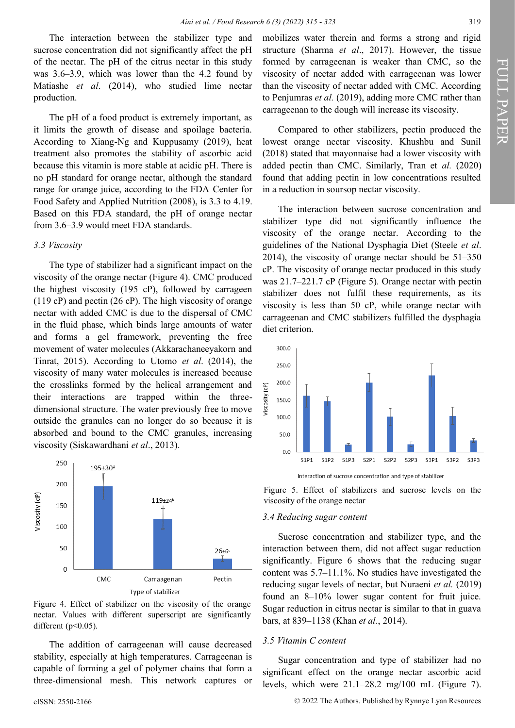The interaction between the stabilizer type and sucrose concentration did not significantly affect the pH of the nectar. The pH of the citrus nectar in this study was 3.6–3.9, which was lower than the 4.2 found by Matiashe *et al*. (2014), who studied lime nectar production.

The pH of a food product is extremely important, as it limits the growth of disease and spoilage bacteria. According to Xiang-Ng and Kuppusamy (2019), heat treatment also promotes the stability of ascorbic acid because this vitamin is more stable at acidic pH. There is no pH standard for orange nectar, although the standard range for orange juice, according to the FDA Center for Food Safety and Applied Nutrition (2008), is 3.3 to 4.19. Based on this FDA standard, the pH of orange nectar from 3.6–3.9 would meet FDA standards.

### 3.3 Viscosity

The type of stabilizer had a significant impact on the viscosity of the orange nectar (Figure 4). CMC produced the highest viscosity (195 cP), followed by carrageen (119 cP) and pectin (26 cP). The high viscosity of orange nectar with added CMC is due to the dispersal of CMC in the fluid phase, which binds large amounts of water and forms a gel framework, preventing the free movement of water molecules (Akkarachaneeyakorn and Tinrat, 2015). According to Utomo *et al*. (2014), the viscosity of many water molecules is increased because the crosslinks formed by the helical arrangement and their interactions are trapped within the three-dimensional structure. The water previously free to move outside the granules can no longer do so because it is absorbed and bound to the CMC granules, increasing viscosity (Siskawardhani *et al*., 2013).

Figure 4. Effect of stabilizer on the viscosity of the orange nectar. Values with different superscript are significantly different ($p<0.05$).

The addition of carrageenan will cause decreased stability, especially at high temperatures. Carrageenan is capable of forming a gel of polymer chains that form a three-dimensional mesh. This network captures or mobilizes water therein and forms a strong and rigid structure (Sharma *et al*., 2017). However, the tissue formed by carrageenan is weaker than CMC, so the viscosity of nectar added with carrageenan was lower than the viscosity of nectar added with CMC. According to Penjumras *et al.* (2019), adding more CMC rather than carrageenan to the dough will increase its viscosity.

Compared to other stabilizers, pectin produced the lowest orange nectar viscosity. Khushbu and Sunil (2018) stated that mayonnaise had a lower viscosity with added pectin than CMC. Similarly, Tran et al. (2020) found that adding pectin in low concentrations resulted in a reduction in soursop nectar viscosity.

The interaction between sucrose concentration and stabilizer type did not significantly influence the viscosity of the orange nectar. According to the guidelines of the National Dysphagia Diet (Steele *et al*. 2014), the viscosity of orange nectar should be 51–350 cP. The viscosity of orange nectar produced in this study was 21.7–221.7 cP (Figure 5). Orange nectar with pectin stabilizer does not fulfil these requirements, as its viscosity is less than 50 cP, while orange nectar with carrageenan and CMC stabilizers fulfilled the dysphagia diet criterion.

Figure 5. Effect of stabilizers and sucrose levels on the viscosity of the orange nectar

### 3.4 Reducing sugar content

Sucrose concentration and stabilizer type, and the interaction between them, did not affect sugar reduction significantly. Figure 6 shows that the reducing sugar content was 5.7–11.1%. No studies have investigated the reducing sugar levels of nectar, but Nuraeni *et al.* (2019) found an 8–10% lower sugar content for fruit juice. Sugar reduction in citrus nectar is similar to that in guava bars, at 839–1138 (Khan *et al.*, 2014).

### 3.5 Vitamin C content

Sugar concentration and type of stabilizer had no significant effect on the orange nectar ascorbic acid levels, which were 21.1–28.2 mg/100 mL (Figure 7).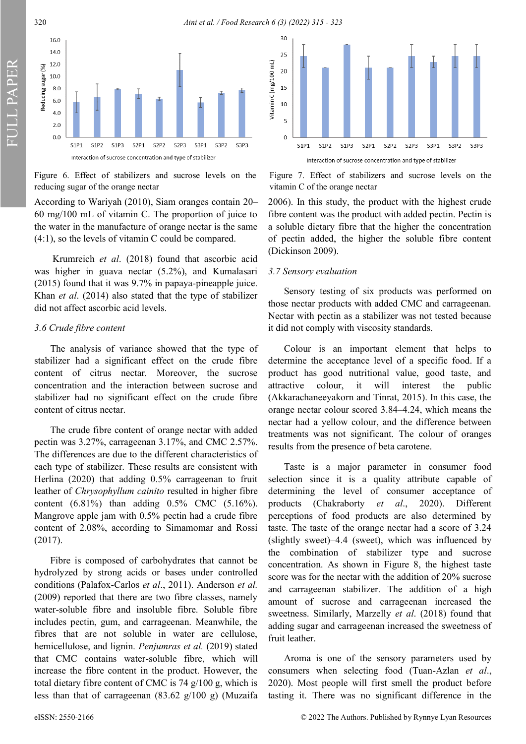Figure 6. Effect of stabilizers and sucrose levels on the reducing sugar of the orange nectar

Figure 7. Effect of stabilizers and sucrose levels on the vitamin C of the orange nectar

According to Wariyah (2010), Siam oranges contain 20–60 mg/100 mL of vitamin C. The proportion of juice to the water in the manufacture of orange nectar is the same (4:1), so the levels of vitamin C could be compared.

Krumreich *et al*. (2018) found that ascorbic acid was higher in guava nectar (5.2%), and Kumalasari (2015) found that it was 9.7% in papaya-pineapple juice. Khan *et al*. (2014) also stated that the type of stabilizer did not affect ascorbic acid levels.

### 3.6 Crude fibre content

The analysis of variance showed that the type of stabilizer had a significant effect on the crude fibre content of citrus nectar. Moreover, the sucrose concentration and the interaction between sucrose and stabilizer had no significant effect on the crude fibre content of citrus nectar.

The crude fibre content of orange nectar with added pectin was 3.27%, carrageenan 3.17%, and CMC 2.57%. The differences are due to the different characteristics of each type of stabilizer. These results are consistent with Herlina (2020) that adding 0.5% carrageenan to fruit leather of *Chrysophyllum cainito* resulted in higher fibre content (6.81%) than adding 0.5% CMC (5.16%). Mangrove apple jam with 0.5% pectin had a crude fibre content of 2.08%, according to Simamomar and Rossi (2017).

Fibre is composed of carbohydrates that cannot be hydrolyzed by strong acids or bases under controlled conditions (Palafox-Carlos *et al*., 2011). Anderson *et al.* (2009) reported that there are two fibre classes, namely water-soluble fibre and insoluble fibre. Soluble fibre includes pectin, gum, and carrageenan. Meanwhile, the fibres that are not soluble in water are cellulose, hemicellulose, and lignin. *Penjumras et al.* (2019) stated that CMC contains water-soluble fibre, which will increase the fibre content in the product. However, the total dietary fibre content of CMC is 74 g/100 g, which is less than that of carrageenan (83.62 g/100 g) (Muzaifa 2006). In this study, the product with the highest crude fibre content was the product with added pectin. Pectin is a soluble dietary fibre that the higher the concentration of pectin added, the higher the soluble fibre content (Dickinson 2009).

### 3.7 Sensory evaluation

Sensory testing of six products was performed on those nectar products with added CMC and carrageenan. Nectar with pectin as a stabilizer was not tested because it did not comply with viscosity standards.

Colour is an important element that helps to determine the acceptance level of a specific food. If a product has good nutritional value, good taste, and attractive colour, it will interest the public (Akkarachaneeyakorn and Tinrat, 2015). In this case, the orange nectar colour scored 3.84–4.24, which means the nectar had a yellow colour, and the difference between treatments was not significant. The colour of oranges results from the presence of beta carotene.

Taste is a major parameter in consumer food selection since it is a quality attribute capable of determining the level of consumer acceptance of products (Chakraborty *et al*., 2020). Different perceptions of food products are also determined by taste. The taste of the orange nectar had a score of 3.24 (slightly sweet)–4.4 (sweet), which was influenced by the combination of stabilizer type and sucrose concentration. As shown in Figure 8, the highest taste score was for the nectar with the addition of 20% sucrose and carrageenan stabilizer. The addition of a high amount of sucrose and carrageenan increased the sweetness. Similarly, Marzelly *et al*. (2018) found that adding sugar and carrageenan increased the sweetness of fruit leather.

Aroma is one of the sensory parameters used by consumers when selecting food (Tuan-Azlan *et al*., 2020). Most people will first smell the product before tasting it. There was no significant difference in the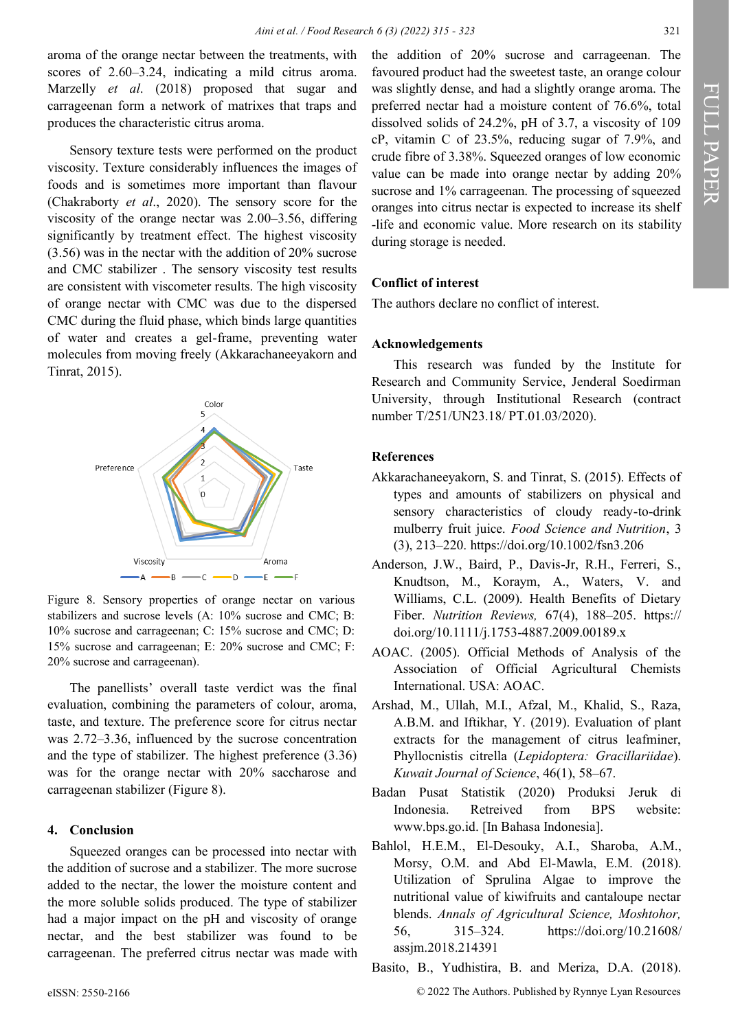aroma of the orange nectar between the treatments, with scores of 2.60–3.24, indicating a mild citrus aroma. Marzelly *et al*. (2018) proposed that sugar and carrageenan form a network of matrixes that traps and produces the characteristic citrus aroma.

Sensory texture tests were performed on the product viscosity. Texture considerably influences the images of foods and is sometimes more important than flavour (Chakraborty *et al*., 2020). The sensory score for the viscosity of the orange nectar was 2.00–3.56, differing significantly by treatment effect. The highest viscosity (3.56) was in the nectar with the addition of 20% sucrose and CMC stabilizer . The sensory viscosity test results are consistent with viscometer results. The high viscosity of orange nectar with CMC was due to the dispersed CMC during the fluid phase, which binds large quantities of water and creates a gel-frame, preventing water molecules from moving freely (Akkarachaneeyakorn and Tinrat, 2015).

Figure 8. Sensory properties of orange nectar on various stabilizers and sucrose levels (A: 10% sucrose and CMC; B: 10% sucrose and carrageenan; C: 15% sucrose and CMC; D: 15% sucrose and carrageenan; E: 20% sucrose and CMC; F: 20% sucrose and carrageenan).

The panellists' overall taste verdict was the final evaluation, combining the parameters of colour, aroma, taste, and texture. The preference score for citrus nectar was 2.72–3.36, influenced by the sucrose concentration and the type of stabilizer. The highest preference (3.36) was for the orange nectar with 20% saccharose and carrageenan stabilizer (Figure 8).

## 4. Conclusion

Squeezed oranges can be processed into nectar with the addition of sucrose and a stabilizer. The more sucrose added to the nectar, the lower the moisture content and the more soluble solids produced. The type of stabilizer had a major impact on the pH and viscosity of orange nectar, and the best stabilizer was found to be carrageenan. The preferred citrus nectar was made with the addition of 20% sucrose and carrageenan. The favoured product had the sweetest taste, an orange colour was slightly dense, and had a slightly orange aroma. The preferred nectar had a moisture content of 76.6%, total dissolved solids of 24.2%, pH of 3.7, a viscosity of 109 cP, vitamin C of 23.5%, reducing sugar of 7.9%, and crude fibre of 3.38%. Squeezed oranges of low economic value can be made into orange nectar by adding 20% sucrose and 1% carrageenan. The processing of squeezed oranges into citrus nectar is expected to increase its shelf -life and economic value. More research on its stability during storage is needed.

## Conflict of interest

The authors declare no conflict of interest.

## Acknowledgements

This research was funded by the Institute for Research and Community Service, Jenderal Soedirman University, through Institutional Research (contract number T/251/UN23.18/ PT.01.03/2020).

## References

Akkarachaneeyakorn, S. and Tinrat, S. (2015). Effects of types and amounts of stabilizers on physical and sensory characteristics of cloudy ready-to-drink mulberry fruit juice. *Food Science and Nutrition*, 3 (3), 213–220. https://doi.org/10.1002/fsn3.206

Anderson, J.W., Baird, P., Davis-Jr, R.H., Ferreri, S., Knudtson, M., Koraym, A., Waters, V. and Williams, C.L. (2009). Health Benefits of Dietary Fiber. *Nutrition Reviews,* 67(4), 188–205. https://doi.org/10.1111/j.1753-4887.2009.00189.x

AOAC. (2005). Official Methods of Analysis of the Association of Official Agricultural Chemists International. USA: AOAC.

Arshad, M., Ullah, M.I., Afzal, M., Khalid, S., Raza, A.B.M. and Iftikhar, Y. (2019). Evaluation of plant extracts for the management of citrus leafminer, Phyllocnistis citrella (*Lepidoptera: Gracillariidae*). *Kuwait Journal of Science*, 46(1), 58–67.

Badan Pusat Statistik (2020) Produksi Jeruk di Indonesia. Retreived from BPS website: www.bps.go.id. [In Bahasa Indonesia].

Bahlol, H.E.M., El-Desouky, A.I., Sharoba, A.M., Morsy, O.M. and Abd El-Mawla, E.M. (2018). Utilization of Sprulina Algae to improve the nutritional value of kiwifruits and cantaloupe nectar blends. *Annals of Agricultural Science, Moshtohor,* 56, 315–324. https://doi.org/10.21608/assjm.2018.214391

Basito, B., Yudhistira, B. and Meriza, D.A. (2018).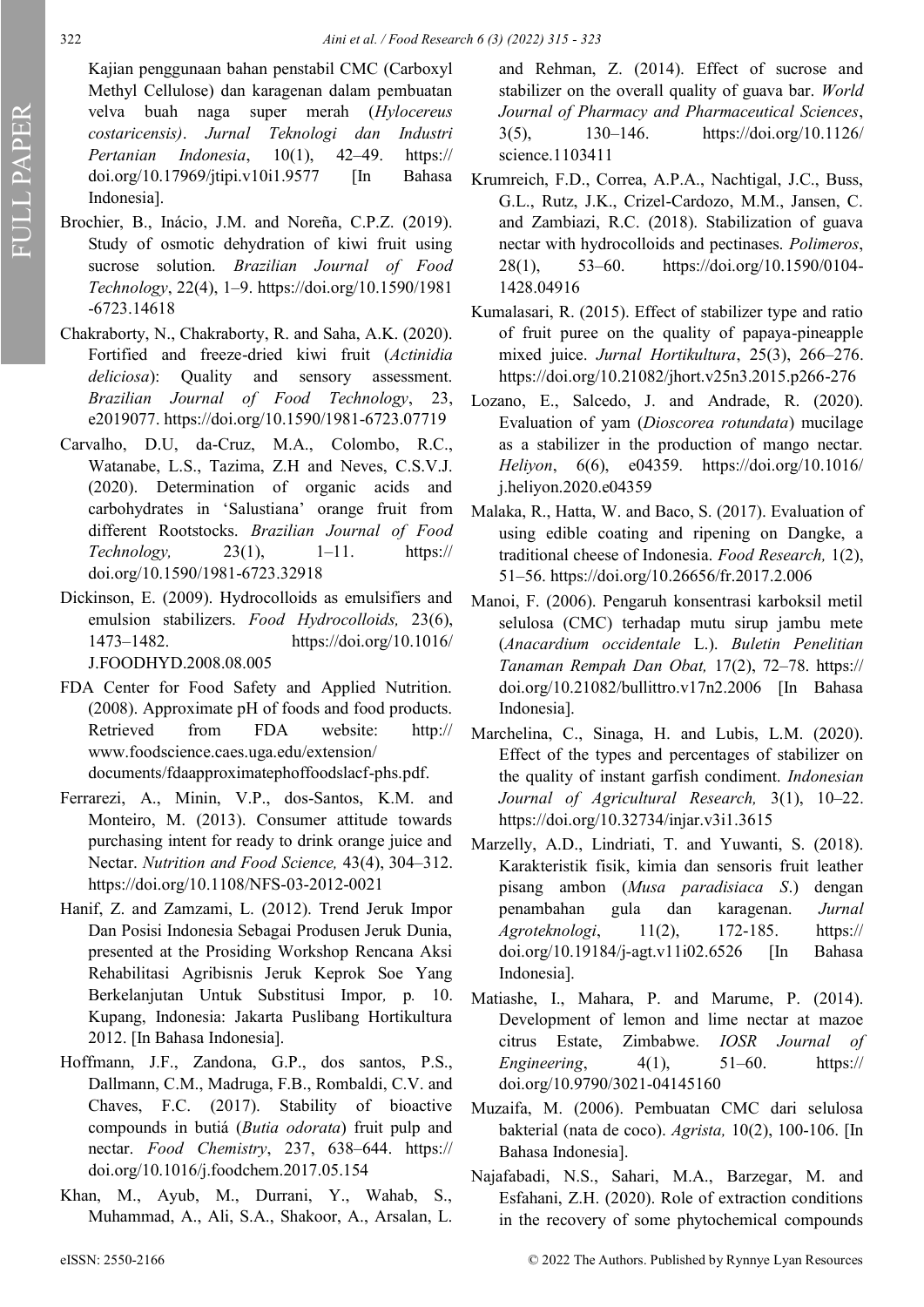Kajian penggunaan bahan penstabil CMC (Carboxyl Methyl Cellulose) dan karagenan dalam pembuatan velva buah naga super merah (*Hylocereus costaricensis*). *Jurnal Teknologi dan Industri Pertanian Indonesia*, 10(1), 42–49. https://doi.org/10.17969/jtipi.v10i1.9577 [In Bahasa Indonesia].

Brochier, B., Inácio, J.M. and Noreña, C.P.Z. (2019). Study of osmotic dehydration of kiwi fruit using sucrose solution. *Brazilian Journal of Food Technology*, 22(4), 1–9. https://doi.org/10.1590/1981-6723.14618

Chakraborty, N., Chakraborty, R. and Saha, A.K. (2020). Fortified and freeze-dried kiwi fruit (*Actinidia deliciosa*): Quality and sensory assessment. *Brazilian Journal of Food Technology*, 23, e2019077. https://doi.org/10.1590/1981-6723.07719

Carvalho, D.U, da-Cruz, M.A., Colombo, R.C., Watanabe, L.S., Tazima, Z.H and Neves, C.S.V.J. (2020). Determination of organic acids and carbohydrates in 'Salustiana' orange fruit from different Rootstocks. *Brazilian Journal of Food Technology,* 23(1), 1–11. https://doi.org/10.1590/1981-6723.32918

Dickinson, E. (2009). Hydrocolloids as emulsifiers and emulsion stabilizers. *Food Hydrocolloids,* 23(6), 1473–1482. https://doi.org/10.1016/J.FOODHYD.2008.08.005

FDA Center for Food Safety and Applied Nutrition. (2008). Approximate pH of foods and food products. Retrieved from FDA website: http://www.foodscience.caes.uga.edu/extension/documents/fdaapproximatephoffoodslacf-phs.pdf.

Ferrarezi, A., Minin, V.P., dos-Santos, K.M. and Monteiro, M. (2013). Consumer attitude towards purchasing intent for ready to drink orange juice and Nectar. *Nutrition and Food Science,* 43(4), 304–312. https://doi.org/10.1108/NFS-03-2012-0021

Hanif, Z. and Zamzami, L. (2012). Trend Jeruk Impor Dan Posisi Indonesia Sebagai Produsen Jeruk Dunia, presented at the Prosiding Workshop Rencana Aksi Rehabilitasi Agribisnis Jeruk Keprok Soe Yang Berkelanjutan Untuk Substitusi Impor*,* p. 10. Kupang, Indonesia: Jakarta Puslibang Hortikultura 2012. [In Bahasa Indonesia].

Hoffmann, J.F., Zandona, G.P., dos santos, P.S., Dallmann, C.M., Madruga, F.B., Rombaldi, C.V. and Chaves, F.C. (2017). Stability of bioactive compounds in butiá (*Butia odorata*) fruit pulp and nectar. *Food Chemistry*, 237, 638–644. https://doi.org/10.1016/j.foodchem.2017.05.154

Khan, M., Ayub, M., Durrani, Y., Wahab, S., Muhammad, A., Ali, S.A., Shakoor, A., Arsalan, L. and Rehman, Z. (2014). Effect of sucrose and stabilizer on the overall quality of guava bar. *World Journal of Pharmacy and Pharmaceutical Sciences*, 3(5), 130–146. https://doi.org/10.1126/science.1103411

Krumreich, F.D., Correa, A.P.A., Nachtigal, J.C., Buss, G.L., Rutz, J.K., Crizel-Cardozo, M.M., Jansen, C. and Zambiazi, R.C. (2018). Stabilization of guava nectar with hydrocolloids and pectinases. *Polimeros*, 28(1), 53–60. https://doi.org/10.1590/0104-1428.04916

Kumalasari, R. (2015). Effect of stabilizer type and ratio of fruit puree on the quality of papaya-pineapple mixed juice. *Jurnal Hortikultura*, 25(3), 266–276. https://doi.org/10.21082/jhort.v25n3.2015.p266-276

Lozano, E., Salcedo, J. and Andrade, R. (2020). Evaluation of yam (*Dioscorea rotundata*) mucilage as a stabilizer in the production of mango nectar. *Heliyon*, 6(6), e04359. https://doi.org/10.1016/j.heliyon.2020.e04359

Malaka, R., Hatta, W. and Baco, S. (2017). Evaluation of using edible coating and ripening on Dangke, a traditional cheese of Indonesia. *Food Research,* 1(2), 51–56. https://doi.org/10.26656/fr.2017.2.006

Manoi, F. (2006). Pengaruh konsentrasi karboksil metil selulosa (CMC) terhadap mutu sirup jambu mete (*Anacardium occidentale* L.). *Buletin Penelitian Tanaman Rempah Dan Obat,* 17(2), 72–78. https://doi.org/10.21082/bullittro.v17n2.2006 [In Bahasa Indonesia].

Marchelina, C., Sinaga, H. and Lubis, L.M. (2020). Effect of the types and percentages of stabilizer on the quality of instant garfish condiment. *Indonesian Journal of Agricultural Research,* 3(1), 10–22. https://doi.org/10.32734/injar.v3i1.3615

Marzelly, A.D., Lindriati, T. and Yuwanti, S. (2018). Karakteristik fisik, kimia dan sensoris fruit leather pisang ambon (*Musa paradisiaca S*.) dengan penambahan gula dan karagenan. *Jurnal Agroteknologi*, 11(2), 172-185. https://doi.org/10.19184/j-agt.v11i02.6526 [In Bahasa Indonesia].

Matiashe, I., Mahara, P. and Marume, P. (2014). Development of lemon and lime nectar at mazoe citrus Estate, Zimbabwe. *IOSR Journal of Engineering*, 4(1), 51–60. https://doi.org/10.9790/3021-04145160

Muzaifa, M. (2006). Pembuatan CMC dari selulosa bakterial (nata de coco). *Agrista,* 10(2), 100-106. [In Bahasa Indonesia].

Najafabadi, N.S., Sahari, M.A., Barzegar, M. and Esfahani, Z.H. (2020). Role of extraction conditions in the recovery of some phytochemical compounds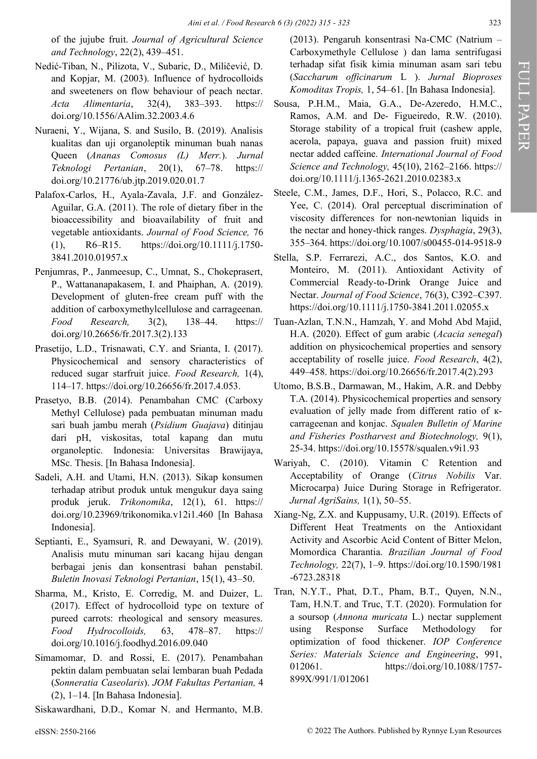of the jujube fruit. *Journal of Agricultural Science and Technology*, 22(2), 439–451.

Nedić-Tiban, N., Pilizota, V., Subaric, D., Miličević, D. and Kopjar, M. (2003). Influence of hydrocolloids and sweeteners on flow behaviour of peach nectar. *Acta Alimentaria*, 32(4), 383–393. https://doi.org/10.1556/AAlim.32.2003.4.6

Nuraeni, Y., Wijana, S. and Susilo, B. (2019). Analisis kualitas dan uji organoleptik minuman buah nanas Queen (*Ananas Comosus (L) Merr.*). *Jurnal Teknologi Pertanian*, 20(1), 67–78. https://doi.org/10.21776/ub.jtp.2019.020.01.7

Palafox-Carlos, H., Ayala-Zavala, J.F. and González-Aguilar, G.A. (2011). The role of dietary fiber in the bioaccessibility and bioavailability of fruit and vegetable antioxidants. *Journal of Food Science,* 76 (1), R6–R15. https://doi.org/10.1111/j.1750-3841.2010.01957.x

Penjumras, P., Janmeesup, C., Umnat, S., Chokeprasert, P., Wattananapakasem, I. and Phaiphan, A. (2019). Development of gluten-free cream puff with the addition of carboxymethylcellulose and carrageenan. *Food Research,* 3(2), 138–44. https://doi.org/10.26656/fr.2017.3(2).133

Prasetijo, L.D., Trisnawati, C.Y. and Srianta, I. (2017). Physicochemical and sensory characteristics of reduced sugar starfruit juice. *Food Research,* 1(4), 114–17. https://doi.org/10.26656/fr.2017.4.053.

Prasetyo, B.B. (2014). Penambahan CMC (Carboxy Methyl Cellulose) pada pembuatan minuman madu sari buah jambu merah (*Psidium Guajava*) ditinjau dari pH, viskositas, total kapang dan mutu organoleptic. Indonesia: Universitas Brawijaya, MSc. Thesis. [In Bahasa Indonesia].

Sadeli, A.H. and Utami, H.N. (2013). Sikap konsumen terhadap atribut produk untuk mengukur daya saing produk jeruk. *Trikonomika*, 12(1), 61. https://doi.org/10.23969/trikonomika.v12i1.460 [In Bahasa Indonesia].

Septianti, E., Syamsuri, R. and Dewayani, W. (2019). Analisis mutu minuman sari kacang hijau dengan berbagai jenis dan konsentrasi bahan penstabil. *Buletin Inovasi Teknologi Pertanian*, 15(1), 43–50.

Sharma, M., Kristo, E. Corredig, M. and Duizer, L. (2017). Effect of hydrocolloid type on texture of pureed carrots: rheological and sensory measures. *Food Hydrocolloids,* 63, 478–87. https://doi.org/10.1016/j.foodhyd.2016.09.040

Simamomar, D. and Rossi, E. (2017). Penambahan pektin dalam pembuatan selai lembaran buah Pedada (*Sonneratia Caseolaris*). *JOM Fakultas Pertanian,* 4 (2), 1–14. [In Bahasa Indonesia].

Siskawardhani, D.D., Komar N. and Hermanto, M.B. (2013). Pengaruh konsentrasi Na-CMC (Natrium – Carboxymethyle Cellulose ) dan lama sentrifugasi terhadap sifat fisik kimia minuman asam sari tebu (*Saccharum officinarum* L ). *Jurnal Bioproses Komoditas Tropis,* 1, 54–61. [In Bahasa Indonesia].

Sousa, P.H.M., Maia, G.A., De-Azeredo, H.M.C., Ramos, A.M. and De- Figueiredo, R.W. (2010). Storage stability of a tropical fruit (cashew apple, acerola, papaya, guava and passion fruit) mixed nectar added caffeine. *International Journal of Food Science and Technology,* 45(10), 2162–2166. https://doi.org/10.1111/j.1365-2621.2010.02383.x

Steele, C.M., James, D.F., Hori, S., Polacco, R.C. and Yee, C. (2014). Oral perceptual discrimination of viscosity differences for non-newtonian liquids in the nectar and honey-thick ranges. *Dysphagia*, 29(3), 355–364. https://doi.org/10.1007/s00455-014-9518-9

Stella, S.P. Ferrarezi, A.C., dos Santos, K.O. and Monteiro, M. (2011). Antioxidant Activity of Commercial Ready-to-Drink Orange Juice and Nectar. *Journal of Food Science*, 76(3), C392–C397. https://doi.org/10.1111/j.1750-3841.2011.02055.x

Tuan-Azlan, T.N.N., Hamzah, Y. and Mohd Abd Majid, H.A. (2020). Effect of gum arabic (*Acacia senegal*) addition on physicochemical properties and sensory acceptability of roselle juice. *Food Research*, 4(2), 449–458. https://doi.org/10.26656/fr.2017.4(2).293

Utomo, B.S.B., Darmawan, M., Hakim, A.R. and Debby T.A. (2014). Physicochemical properties and sensory evaluation of jelly made from different ratio of κ-carrageenan and konjac. *Squalen Bulletin of Marine and Fisheries Postharvest and Biotechnology,* 9(1), 25-34. https://doi.org/10.15578/squalen.v9i1.93

Wariyah, C. (2010). Vitamin C Retention and Acceptability of Orange (*Citrus Nobilis* Var. Microcarpa) Juice During Storage in Refrigerator. *Jurnal AgriSains,* 1(1), 50–55.

Xiang-Ng, Z.X. and Kuppusamy, U.R. (2019). Effects of Different Heat Treatments on the Antioxidant Activity and Ascorbic Acid Content of Bitter Melon, Momordica Charantia. *Brazilian Journal of Food Technology,* 22(7), 1–9. https://doi.org/10.1590/1981-6723.28318

Tran, N.Y.T., Phat, D.T., Pham, B.T., Quyen, N.N., Tam, H.N.T. and Truc, T.T. (2020). Formulation for a soursop (*Annona muricata* L.) nectar supplement using Response Surface Methodology for optimization of food thickener. *IOP Conference Series: Materials Science and Engineering*, 991, 012061. https://doi.org/10.1088/1757-899X/991/1/012061